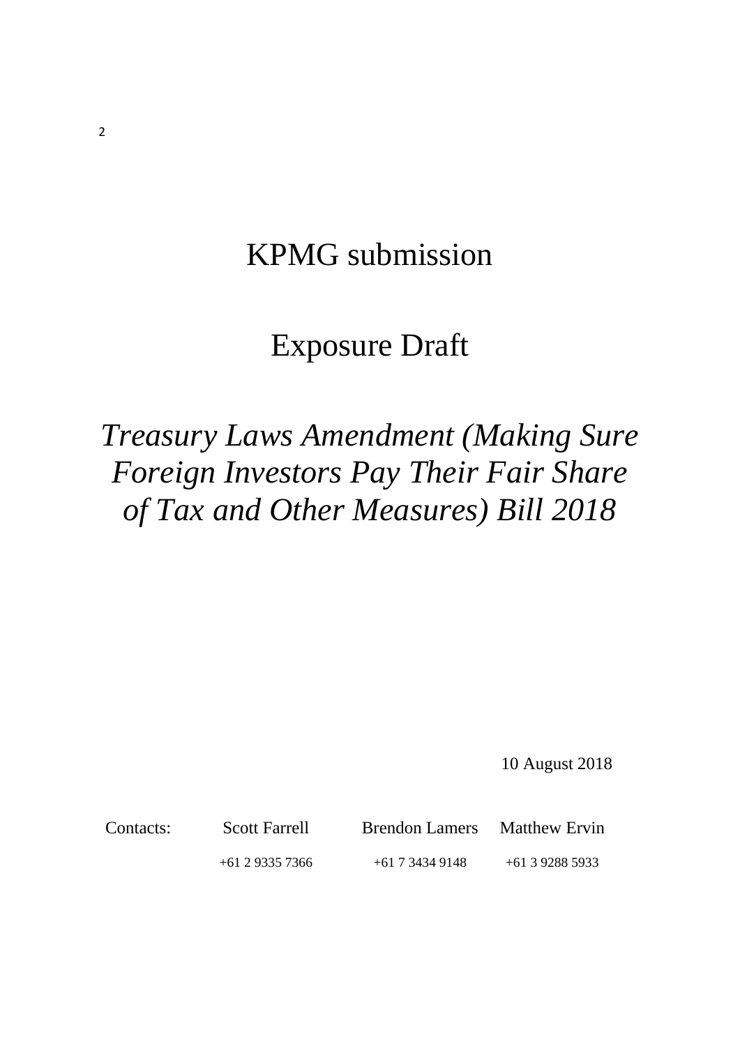# KPMG submission

# Exposure Draft

# *Treasury Laws Amendment (Making Sure Foreign Investors Pay Their Fair Share of Tax and Other Measures) Bill 2018*

10 August 2018

| Contacts: | Scott Farrell | Brendon Lamers | Matthew Ervin |
|---|---|---|---|
| | +61 2 9335 7366 | +61 7 3434 9148 | +61 3 9288 5933 |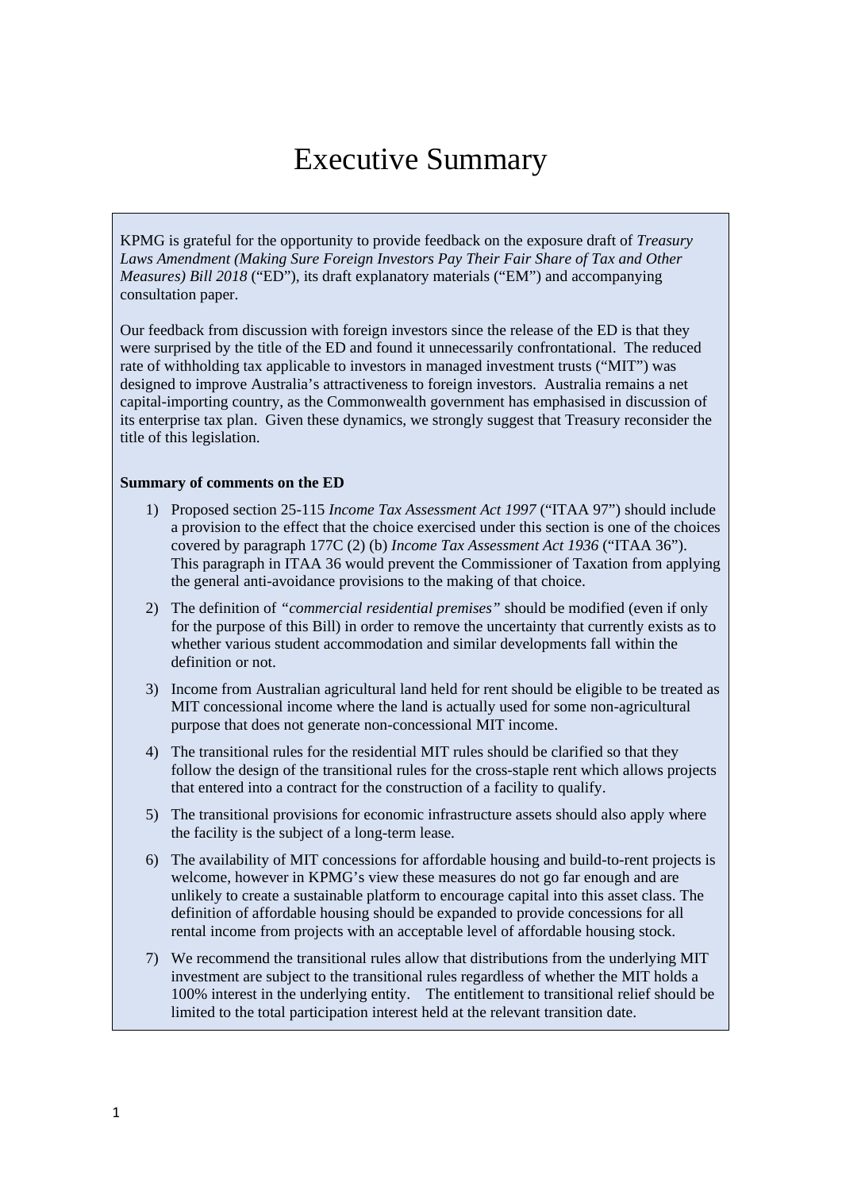# Executive Summary

KPMG is grateful for the opportunity to provide feedback on the exposure draft of *Treasury Laws Amendment (Making Sure Foreign Investors Pay Their Fair Share of Tax and Other Measures) Bill 2018* ("ED"), its draft explanatory materials ("EM") and accompanying consultation paper.

Our feedback from discussion with foreign investors since the release of the ED is that they were surprised by the title of the ED and found it unnecessarily confrontational. The reduced rate of withholding tax applicable to investors in managed investment trusts ("MIT") was designed to improve Australia's attractiveness to foreign investors. Australia remains a net capital-importing country, as the Commonwealth government has emphasised in discussion of its enterprise tax plan. Given these dynamics, we strongly suggest that Treasury reconsider the title of this legislation.

**Summary of comments on the ED**

1) Proposed section 25-115 *Income Tax Assessment Act 1997* ("ITAA 97") should include a provision to the effect that the choice exercised under this section is one of the choices covered by paragraph 177C (2) (b) *Income Tax Assessment Act 1936* ("ITAA 36"). This paragraph in ITAA 36 would prevent the Commissioner of Taxation from applying the general anti-avoidance provisions to the making of that choice.
2) The definition of *"commercial residential premises"* should be modified (even if only for the purpose of this Bill) in order to remove the uncertainty that currently exists as to whether various student accommodation and similar developments fall within the definition or not.
3) Income from Australian agricultural land held for rent should be eligible to be treated as MIT concessional income where the land is actually used for some non-agricultural purpose that does not generate non-concessional MIT income.
4) The transitional rules for the residential MIT rules should be clarified so that they follow the design of the transitional rules for the cross-staple rent which allows projects that entered into a contract for the construction of a facility to qualify.
5) The transitional provisions for economic infrastructure assets should also apply where the facility is the subject of a long-term lease.
6) The availability of MIT concessions for affordable housing and build-to-rent projects is welcome, however in KPMG's view these measures do not go far enough and are unlikely to create a sustainable platform to encourage capital into this asset class. The definition of affordable housing should be expanded to provide concessions for all rental income from projects with an acceptable level of affordable housing stock.
7) We recommend the transitional rules allow that distributions from the underlying MIT investment are subject to the transitional rules regardless of whether the MIT holds a 100% interest in the underlying entity. The entitlement to transitional relief should be limited to the total participation interest held at the relevant transition date.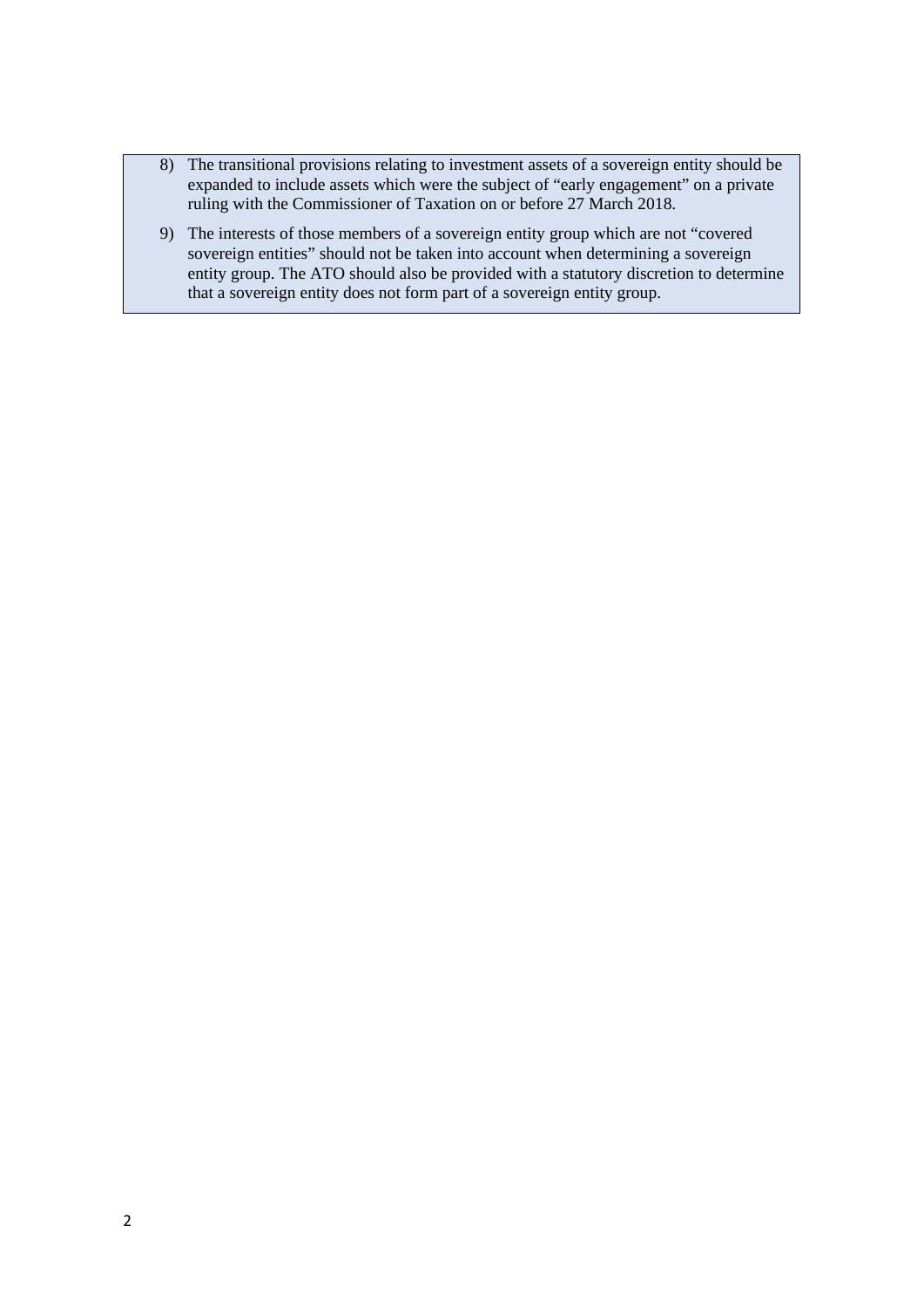8) The transitional provisions relating to investment assets of a sovereign entity should be expanded to include assets which were the subject of “early engagement” on a private ruling with the Commissioner of Taxation on or before 27 March 2018.

9) The interests of those members of a sovereign entity group which are not “covered sovereign entities” should not be taken into account when determining a sovereign entity group. The ATO should also be provided with a statutory discretion to determine that a sovereign entity does not form part of a sovereign entity group.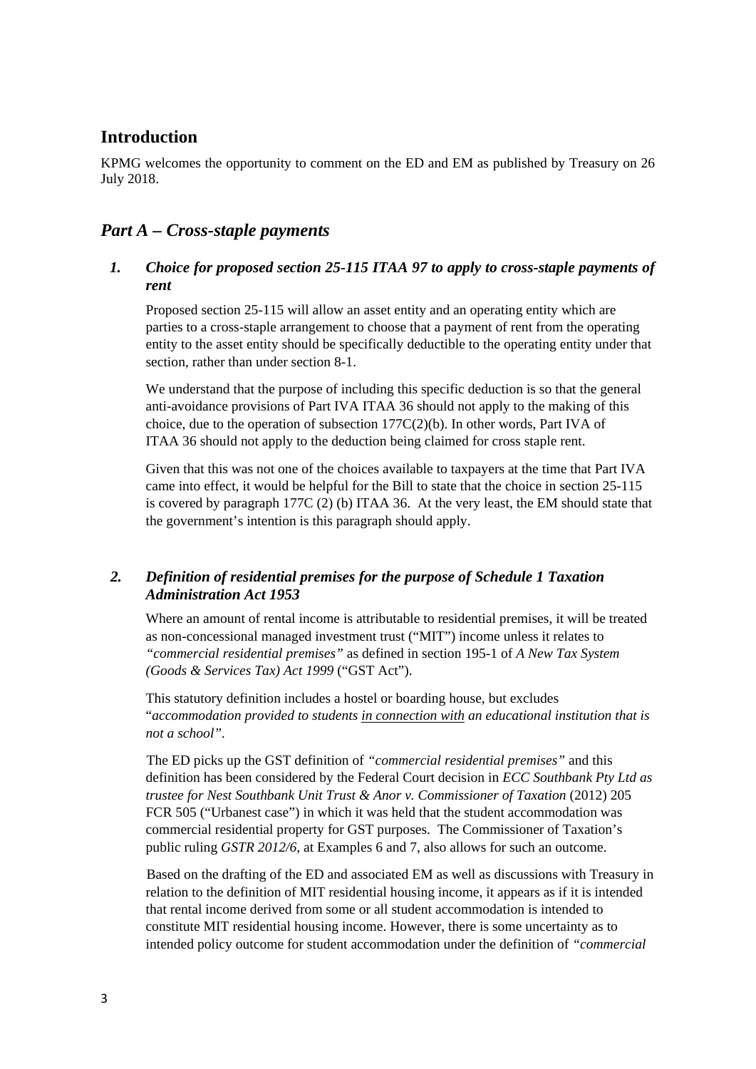## Introduction

KPMG welcomes the opportunity to comment on the ED and EM as published by Treasury on 26 July 2018.

## *Part A – Cross-staple payments*

### *1. Choice for proposed section 25-115 ITAA 97 to apply to cross-staple payments of rent*

Proposed section 25-115 will allow an asset entity and an operating entity which are parties to a cross-staple arrangement to choose that a payment of rent from the operating entity to the asset entity should be specifically deductible to the operating entity under that section, rather than under section 8-1.

We understand that the purpose of including this specific deduction is so that the general anti-avoidance provisions of Part IVA ITAA 36 should not apply to the making of this choice, due to the operation of subsection 177C(2)(b). In other words, Part IVA of ITAA 36 should not apply to the deduction being claimed for cross staple rent.

Given that this was not one of the choices available to taxpayers at the time that Part IVA came into effect, it would be helpful for the Bill to state that the choice in section 25-115 is covered by paragraph 177C (2) (b) ITAA 36. At the very least, the EM should state that the government's intention is this paragraph should apply.

### *2. Definition of residential premises for the purpose of Schedule 1 Taxation Administration Act 1953*

Where an amount of rental income is attributable to residential premises, it will be treated as non-concessional managed investment trust ("MIT") income unless it relates to *"commercial residential premises"* as defined in section 195-1 of *A New Tax System (Goods & Services Tax) Act 1999* ("GST Act").

This statutory definition includes a hostel or boarding house, but excludes "*accommodation provided to students <u>in connection with</u> an educational institution that is not a school"*.

The ED picks up the GST definition of *"commercial residential premises"* and this definition has been considered by the Federal Court decision in *ECC Southbank Pty Ltd as trustee for Nest Southbank Unit Trust & Anor v. Commissioner of Taxation* (2012) 205 FCR 505 ("Urbanest case") in which it was held that the student accommodation was commercial residential property for GST purposes. The Commissioner of Taxation's public ruling *GSTR 2012/6*, at Examples 6 and 7, also allows for such an outcome.

Based on the drafting of the ED and associated EM as well as discussions with Treasury in relation to the definition of MIT residential housing income, it appears as if it is intended that rental income derived from some or all student accommodation is intended to constitute MIT residential housing income. However, there is some uncertainty as to intended policy outcome for student accommodation under the definition of *"commercial*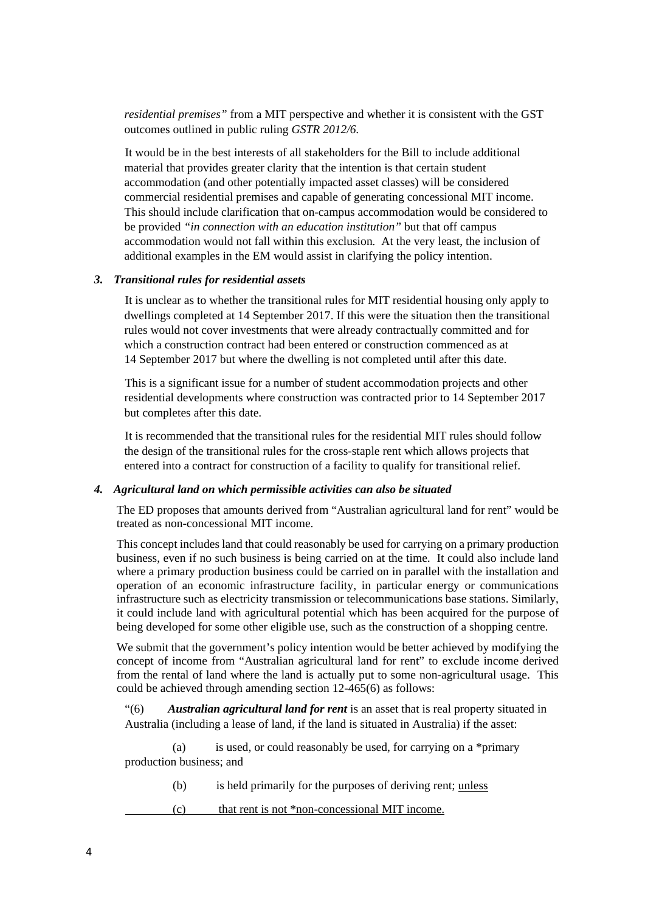*residential premises"* from a MIT perspective and whether it is consistent with the GST outcomes outlined in public ruling *GSTR 2012/6*.

It would be in the best interests of all stakeholders for the Bill to include additional material that provides greater clarity that the intention is that certain student accommodation (and other potentially impacted asset classes) will be considered commercial residential premises and capable of generating concessional MIT income. This should include clarification that on-campus accommodation would be considered to be provided *"in connection with an education institution"* but that off campus accommodation would not fall within this exclusion. At the very least, the inclusion of additional examples in the EM would assist in clarifying the policy intention.

### *3. Transitional rules for residential assets*

It is unclear as to whether the transitional rules for MIT residential housing only apply to dwellings completed at 14 September 2017. If this were the situation then the transitional rules would not cover investments that were already contractually committed and for which a construction contract had been entered or construction commenced as at 14 September 2017 but where the dwelling is not completed until after this date.

This is a significant issue for a number of student accommodation projects and other residential developments where construction was contracted prior to 14 September 2017 but completes after this date.

It is recommended that the transitional rules for the residential MIT rules should follow the design of the transitional rules for the cross-staple rent which allows projects that entered into a contract for construction of a facility to qualify for transitional relief.

### *4. Agricultural land on which permissible activities can also be situated*

The ED proposes that amounts derived from "Australian agricultural land for rent" would be treated as non-concessional MIT income.

This concept includes land that could reasonably be used for carrying on a primary production business, even if no such business is being carried on at the time. It could also include land where a primary production business could be carried on in parallel with the installation and operation of an economic infrastructure facility, in particular energy or communications infrastructure such as electricity transmission or telecommunications base stations. Similarly, it could include land with agricultural potential which has been acquired for the purpose of being developed for some other eligible use, such as the construction of a shopping centre.

We submit that the government's policy intention would be better achieved by modifying the concept of income from "Australian agricultural land for rent" to exclude income derived from the rental of land where the land is actually put to some non-agricultural usage. This could be achieved through amending section 12-465(6) as follows:

"(6) ***Australian agricultural land for rent*** is an asset that is real property situated in Australia (including a lease of land, if the land is situated in Australia) if the asset:

(a) is used, or could reasonably be used, for carrying on a *primary production business; and

(b) is held primarily for the purposes of deriving rent; <u>unless</u>

<u>(c) that rent is not *non-concessional MIT income.</u>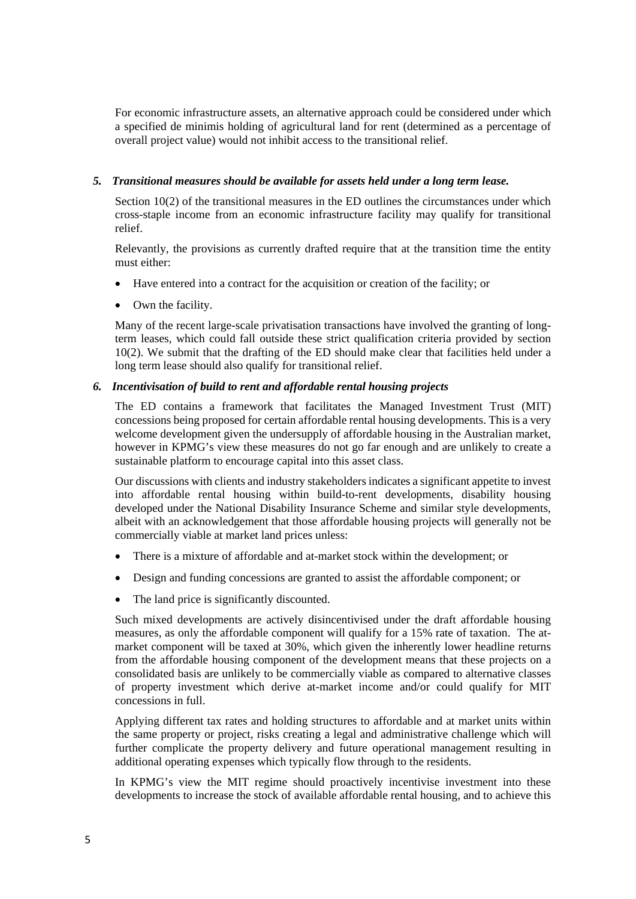For economic infrastructure assets, an alternative approach could be considered under which a specified de minimis holding of agricultural land for rent (determined as a percentage of overall project value) would not inhibit access to the transitional relief.

### *5. Transitional measures should be available for assets held under a long term lease.*

Section 10(2) of the transitional measures in the ED outlines the circumstances under which cross-staple income from an economic infrastructure facility may qualify for transitional relief.

Relevantly, the provisions as currently drafted require that at the transition time the entity must either:

- Have entered into a contract for the acquisition or creation of the facility; or
- Own the facility.

Many of the recent large-scale privatisation transactions have involved the granting of long-term leases, which could fall outside these strict qualification criteria provided by section 10(2). We submit that the drafting of the ED should make clear that facilities held under a long term lease should also qualify for transitional relief.

### *6. Incentivisation of build to rent and affordable rental housing projects*

The ED contains a framework that facilitates the Managed Investment Trust (MIT) concessions being proposed for certain affordable rental housing developments. This is a very welcome development given the undersupply of affordable housing in the Australian market, however in KPMG's view these measures do not go far enough and are unlikely to create a sustainable platform to encourage capital into this asset class.

Our discussions with clients and industry stakeholders indicates a significant appetite to invest into affordable rental housing within build-to-rent developments, disability housing developed under the National Disability Insurance Scheme and similar style developments, albeit with an acknowledgement that those affordable housing projects will generally not be commercially viable at market land prices unless:

- There is a mixture of affordable and at-market stock within the development; or
- Design and funding concessions are granted to assist the affordable component; or
- The land price is significantly discounted.

Such mixed developments are actively disincentivised under the draft affordable housing measures, as only the affordable component will qualify for a 15% rate of taxation. The at-market component will be taxed at 30%, which given the inherently lower headline returns from the affordable housing component of the development means that these projects on a consolidated basis are unlikely to be commercially viable as compared to alternative classes of property investment which derive at-market income and/or could qualify for MIT concessions in full.

Applying different tax rates and holding structures to affordable and at market units within the same property or project, risks creating a legal and administrative challenge which will further complicate the property delivery and future operational management resulting in additional operating expenses which typically flow through to the residents.

In KPMG's view the MIT regime should proactively incentivise investment into these developments to increase the stock of available affordable rental housing, and to achieve this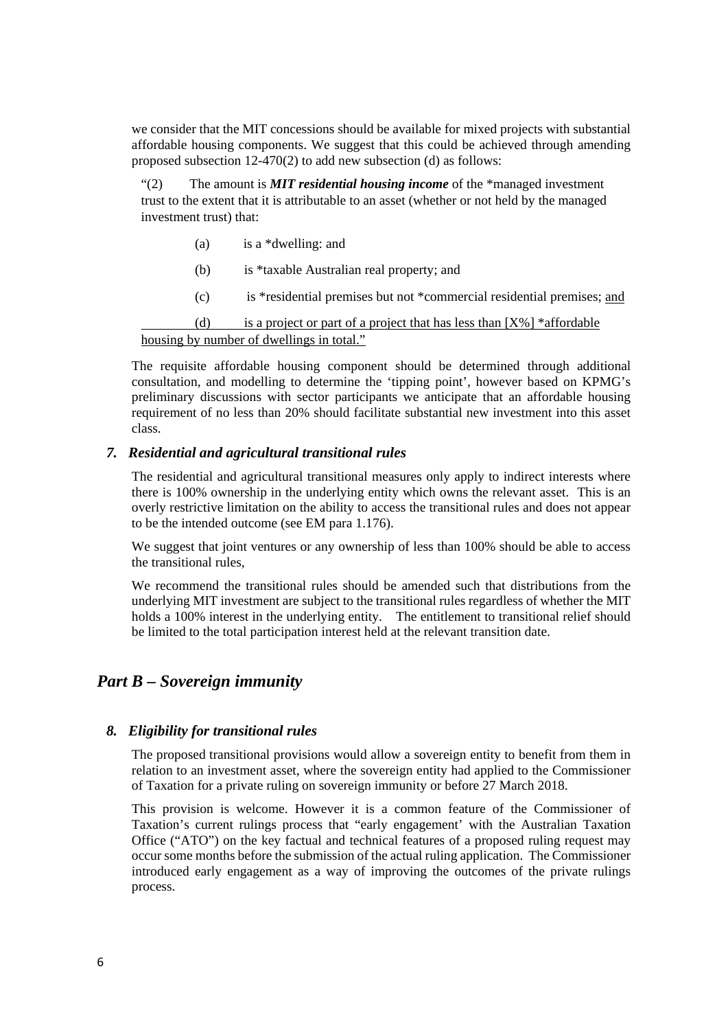we consider that the MIT concessions should be available for mixed projects with substantial affordable housing components. We suggest that this could be achieved through amending proposed subsection 12-470(2) to add new subsection (d) as follows:

> "(2) The amount is ***MIT residential housing income*** of the *managed investment trust to the extent that it is attributable to an asset (whether or not held by the managed investment trust) that:
>
> (a) is a *dwelling: and
>
> (b) is *taxable Australian real property; and
>
> (c) is *residential premises but not *commercial residential premises; <u>and</u>
>
> <u>(d) is a project or part of a project that has less than [X%] *affordable housing by number of dwellings in total."</u>

The requisite affordable housing component should be determined through additional consultation, and modelling to determine the 'tipping point', however based on KPMG's preliminary discussions with sector participants we anticipate that an affordable housing requirement of no less than 20% should facilitate substantial new investment into this asset class.

### *7. Residential and agricultural transitional rules*

The residential and agricultural transitional measures only apply to indirect interests where there is 100% ownership in the underlying entity which owns the relevant asset. This is an overly restrictive limitation on the ability to access the transitional rules and does not appear to be the intended outcome (see EM para 1.176).

We suggest that joint ventures or any ownership of less than 100% should be able to access the transitional rules,

We recommend the transitional rules should be amended such that distributions from the underlying MIT investment are subject to the transitional rules regardless of whether the MIT holds a 100% interest in the underlying entity. The entitlement to transitional relief should be limited to the total participation interest held at the relevant transition date.

## *Part B – Sovereign immunity*

### *8. Eligibility for transitional rules*

The proposed transitional provisions would allow a sovereign entity to benefit from them in relation to an investment asset, where the sovereign entity had applied to the Commissioner of Taxation for a private ruling on sovereign immunity or before 27 March 2018.

This provision is welcome. However it is a common feature of the Commissioner of Taxation's current rulings process that "early engagement' with the Australian Taxation Office ("ATO") on the key factual and technical features of a proposed ruling request may occur some months before the submission of the actual ruling application. The Commissioner introduced early engagement as a way of improving the outcomes of the private rulings process.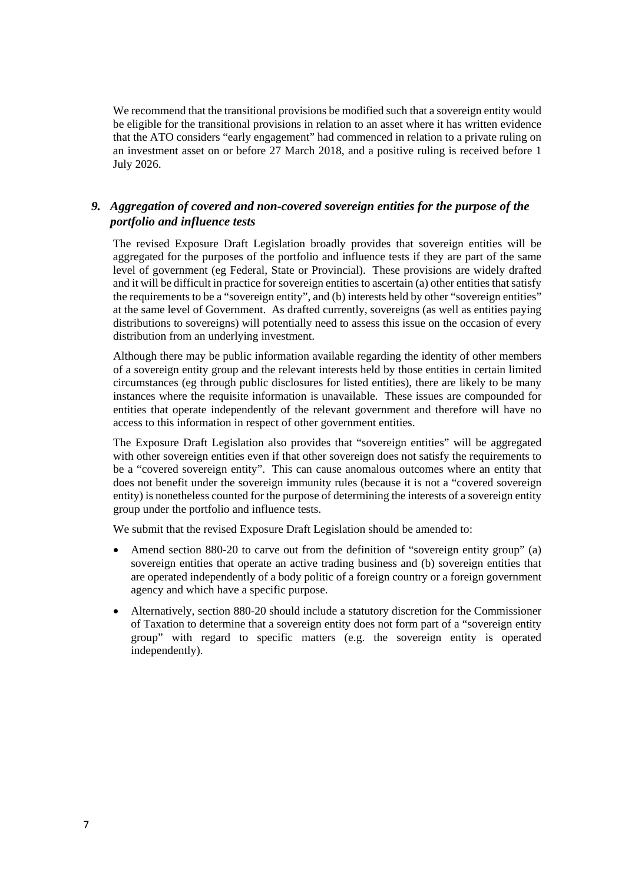We recommend that the transitional provisions be modified such that a sovereign entity would be eligible for the transitional provisions in relation to an asset where it has written evidence that the ATO considers "early engagement" had commenced in relation to a private ruling on an investment asset on or before 27 March 2018, and a positive ruling is received before 1 July 2026.

### *9. Aggregation of covered and non-covered sovereign entities for the purpose of the portfolio and influence tests*

The revised Exposure Draft Legislation broadly provides that sovereign entities will be aggregated for the purposes of the portfolio and influence tests if they are part of the same level of government (eg Federal, State or Provincial). These provisions are widely drafted and it will be difficult in practice for sovereign entities to ascertain (a) other entities that satisfy the requirements to be a "sovereign entity", and (b) interests held by other "sovereign entities" at the same level of Government. As drafted currently, sovereigns (as well as entities paying distributions to sovereigns) will potentially need to assess this issue on the occasion of every distribution from an underlying investment.

Although there may be public information available regarding the identity of other members of a sovereign entity group and the relevant interests held by those entities in certain limited circumstances (eg through public disclosures for listed entities), there are likely to be many instances where the requisite information is unavailable. These issues are compounded for entities that operate independently of the relevant government and therefore will have no access to this information in respect of other government entities.

The Exposure Draft Legislation also provides that "sovereign entities" will be aggregated with other sovereign entities even if that other sovereign does not satisfy the requirements to be a "covered sovereign entity". This can cause anomalous outcomes where an entity that does not benefit under the sovereign immunity rules (because it is not a "covered sovereign entity) is nonetheless counted for the purpose of determining the interests of a sovereign entity group under the portfolio and influence tests.

We submit that the revised Exposure Draft Legislation should be amended to:

- Amend section 880-20 to carve out from the definition of "sovereign entity group" (a) sovereign entities that operate an active trading business and (b) sovereign entities that are operated independently of a body politic of a foreign country or a foreign government agency and which have a specific purpose.
- Alternatively, section 880-20 should include a statutory discretion for the Commissioner of Taxation to determine that a sovereign entity does not form part of a "sovereign entity group" with regard to specific matters (e.g. the sovereign entity is operated independently).